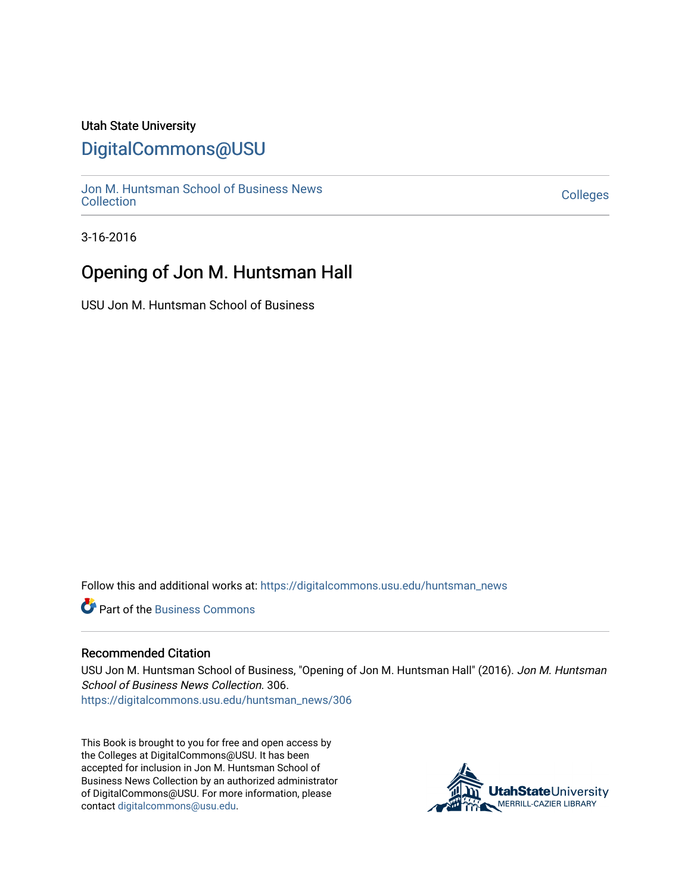Utah State University

# DigitalCommons@USU

Jon M. Huntsman School of Business News Collection

Colleges

3-16-2016

## Opening of Jon M. Huntsman Hall

USU Jon M. Huntsman School of Business

Follow this and additional works at: https://digitalcommons.usu.edu/huntsman_news

Part of the Business Commons

### Recommended Citation

USU Jon M. Huntsman School of Business, "Opening of Jon M. Huntsman Hall" (2016). *Jon M. Huntsman School of Business News Collection*. 306.
https://digitalcommons.usu.edu/huntsman_news/306

This Book is brought to you for free and open access by the Colleges at DigitalCommons@USU. It has been accepted for inclusion in Jon M. Huntsman School of Business News Collection by an authorized administrator of DigitalCommons@USU. For more information, please contact digitalcommons@usu.edu.

UtahStateUniversity MERRILL-CAZIER LIBRARY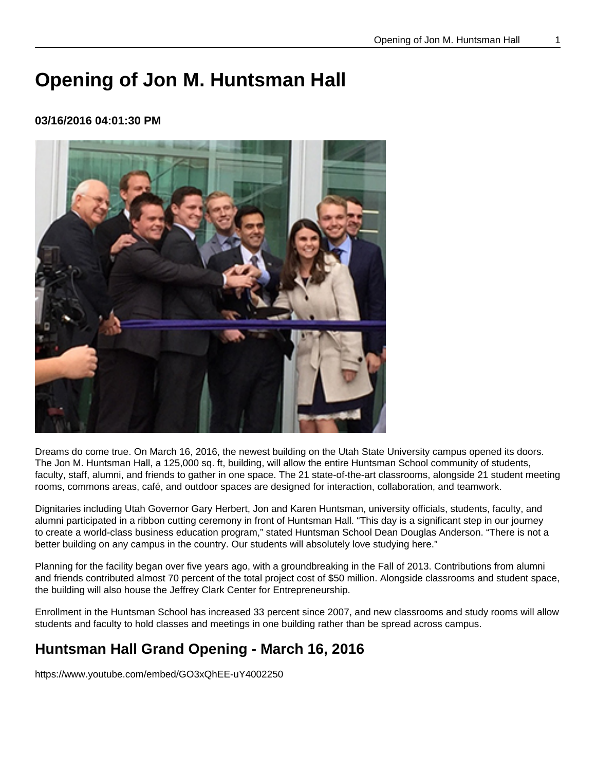# Opening of Jon M. Huntsman Hall

**03/16/2016 04:01:30 PM**

Dreams do come true. On March 16, 2016, the newest building on the Utah State University campus opened its doors. The Jon M. Huntsman Hall, a 125,000 sq. ft, building, will allow the entire Huntsman School community of students, faculty, staff, alumni, and friends to gather in one space. The 21 state-of-the-art classrooms, alongside 21 student meeting rooms, commons areas, café, and outdoor spaces are designed for interaction, collaboration, and teamwork.

Dignitaries including Utah Governor Gary Herbert, Jon and Karen Huntsman, university officials, students, faculty, and alumni participated in a ribbon cutting ceremony in front of Huntsman Hall. "This day is a significant step in our journey to create a world-class business education program," stated Huntsman School Dean Douglas Anderson. "There is not a better building on any campus in the country. Our students will absolutely love studying here."

Planning for the facility began over five years ago, with a groundbreaking in the Fall of 2013. Contributions from alumni and friends contributed almost 70 percent of the total project cost of $50 million. Alongside classrooms and student space, the building will also house the Jeffrey Clark Center for Entrepreneurship.

Enrollment in the Huntsman School has increased 33 percent since 2007, and new classrooms and study rooms will allow students and faculty to hold classes and meetings in one building rather than be spread across campus.

## Huntsman Hall Grand Opening - March 16, 2016

https://www.youtube.com/embed/GO3xQhEE-uY4002250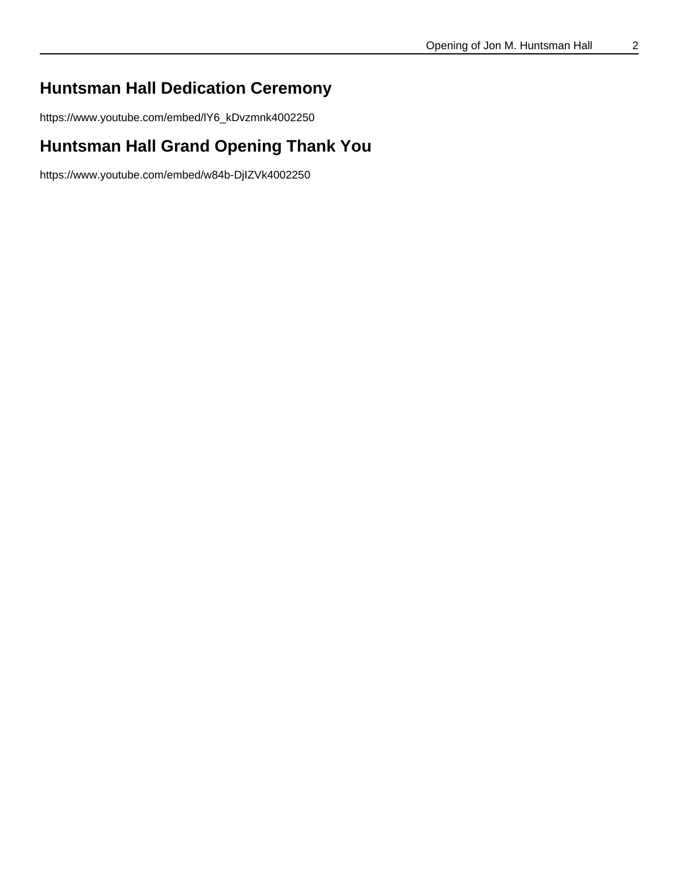## Huntsman Hall Dedication Ceremony

https://www.youtube.com/embed/lY6_kDvzmnk4002250

## Huntsman Hall Grand Opening Thank You

https://www.youtube.com/embed/w84b-DjIZVk4002250